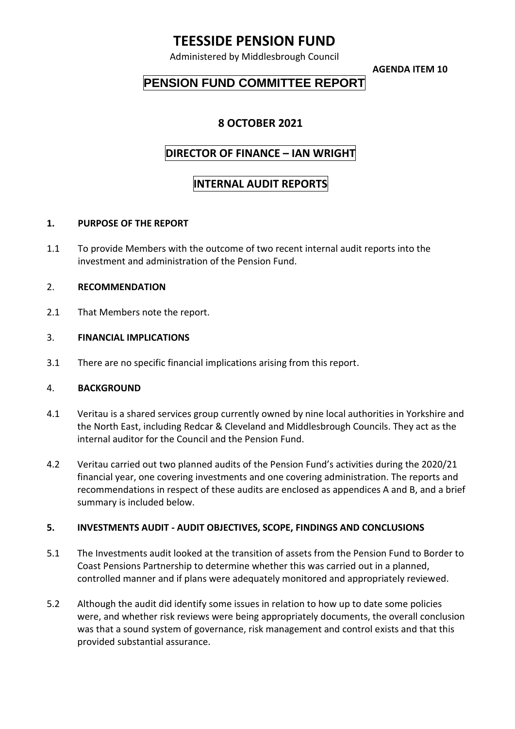# TEESSIDE PENSION FUND

Administered by Middlesbrough Council

**AGENDA ITEM 10**

## PENSION FUND COMMITTEE REPORT

### 8 OCTOBER 2021

### DIRECTOR OF FINANCE – IAN WRIGHT

### INTERNAL AUDIT REPORTS

**1. PURPOSE OF THE REPORT**

1.1 To provide Members with the outcome of two recent internal audit reports into the investment and administration of the Pension Fund.

2. **RECOMMENDATION**

2.1 That Members note the report.

3. **FINANCIAL IMPLICATIONS**

3.1 There are no specific financial implications arising from this report.

4. **BACKGROUND**

4.1 Veritau is a shared services group currently owned by nine local authorities in Yorkshire and the North East, including Redcar & Cleveland and Middlesbrough Councils. They act as the internal auditor for the Council and the Pension Fund.

4.2 Veritau carried out two planned audits of the Pension Fund's activities during the 2020/21 financial year, one covering investments and one covering administration. The reports and recommendations in respect of these audits are enclosed as appendices A and B, and a brief summary is included below.

**5. INVESTMENTS AUDIT - AUDIT OBJECTIVES, SCOPE, FINDINGS AND CONCLUSIONS**

5.1 The Investments audit looked at the transition of assets from the Pension Fund to Border to Coast Pensions Partnership to determine whether this was carried out in a planned, controlled manner and if plans were adequately monitored and appropriately reviewed.

5.2 Although the audit did identify some issues in relation to how up to date some policies were, and whether risk reviews were being appropriately documents, the overall conclusion was that a sound system of governance, risk management and control exists and that this provided substantial assurance.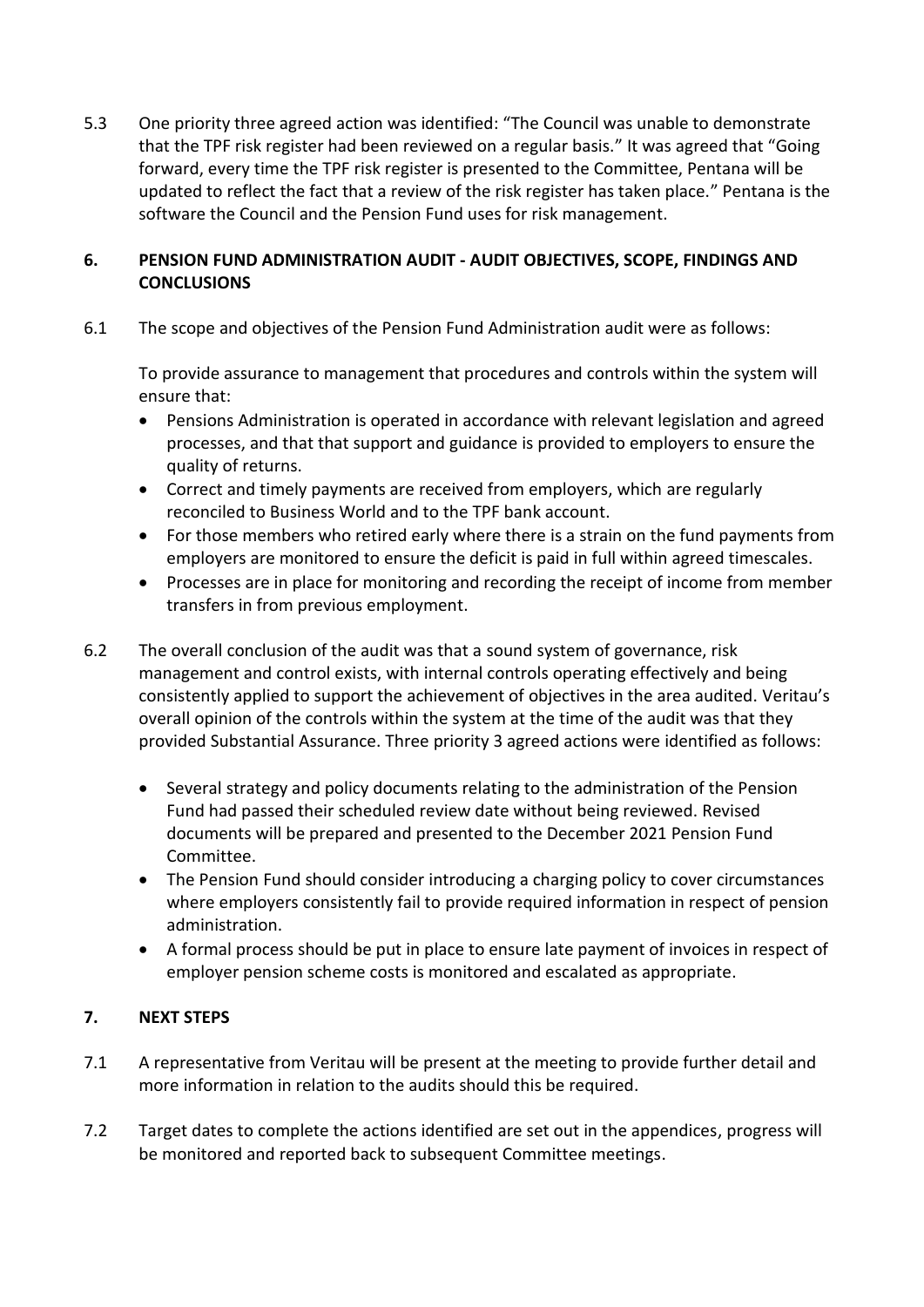5.3 One priority three agreed action was identified: “The Council was unable to demonstrate that the TPF risk register had been reviewed on a regular basis.” It was agreed that “Going forward, every time the TPF risk register is presented to the Committee, Pentana will be updated to reflect the fact that a review of the risk register has taken place.” Pentana is the software the Council and the Pension Fund uses for risk management.

## 6. PENSION FUND ADMINISTRATION AUDIT - AUDIT OBJECTIVES, SCOPE, FINDINGS AND CONCLUSIONS

6.1 The scope and objectives of the Pension Fund Administration audit were as follows:

To provide assurance to management that procedures and controls within the system will ensure that:

- Pensions Administration is operated in accordance with relevant legislation and agreed processes, and that that support and guidance is provided to employers to ensure the quality of returns.
- Correct and timely payments are received from employers, which are regularly reconciled to Business World and to the TPF bank account.
- For those members who retired early where there is a strain on the fund payments from employers are monitored to ensure the deficit is paid in full within agreed timescales.
- Processes are in place for monitoring and recording the receipt of income from member transfers in from previous employment.

6.2 The overall conclusion of the audit was that a sound system of governance, risk management and control exists, with internal controls operating effectively and being consistently applied to support the achievement of objectives in the area audited. Veritau’s overall opinion of the controls within the system at the time of the audit was that they provided Substantial Assurance. Three priority 3 agreed actions were identified as follows:

- Several strategy and policy documents relating to the administration of the Pension Fund had passed their scheduled review date without being reviewed. Revised documents will be prepared and presented to the December 2021 Pension Fund Committee.
- The Pension Fund should consider introducing a charging policy to cover circumstances where employers consistently fail to provide required information in respect of pension administration.
- A formal process should be put in place to ensure late payment of invoices in respect of employer pension scheme costs is monitored and escalated as appropriate.

## 7. NEXT STEPS

7.1 A representative from Veritau will be present at the meeting to provide further detail and more information in relation to the audits should this be required.

7.2 Target dates to complete the actions identified are set out in the appendices, progress will be monitored and reported back to subsequent Committee meetings.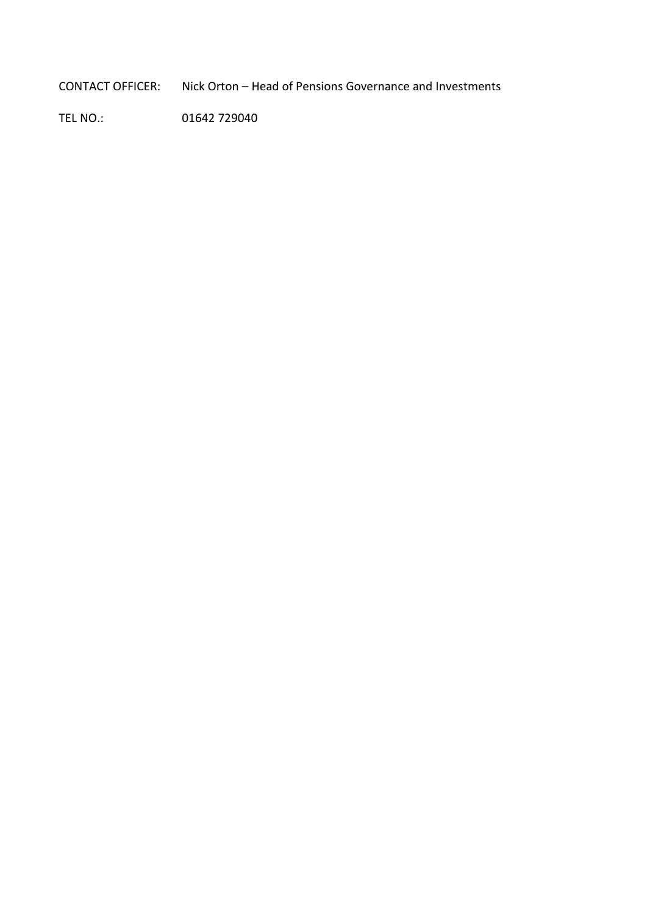CONTACT OFFICER: Nick Orton – Head of Pensions Governance and Investments

TEL NO.: 01642 729040